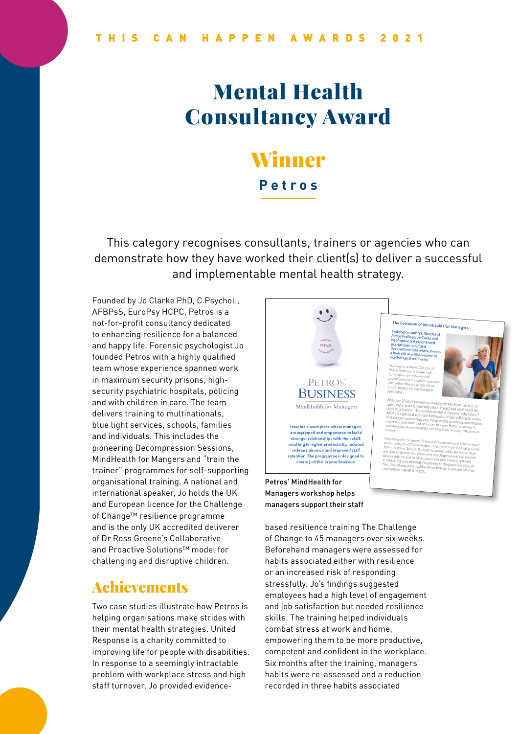THIS CAN HAPPEN AWARDS 2021

# Mental Health Consultancy Award

## Winner

**Petros**

This category recognises consultants, trainers or agencies who can demonstrate how they have worked their client(s) to deliver a successful and implementable mental health strategy.

Founded by Jo Clarke PhD, C.Psychol., AFBPsS, EuroPsy HCPC, Petros is a not-for-profit consultancy dedicated to enhancing resilience for a balanced and happy life. Forensic psychologist Jo founded Petros with a highly qualified team whose experience spanned work in maximum security prisons, high-security psychiatric hospitals, policing and with children in care. The team delivers training to multinationals, blue light services, schools, families and individuals. This includes the pioneering Decompression Sessions, MindHealth for Mangers and "train the trainer" programmes for self-supporting organisational training. A national and international speaker, Jo holds the UK and European licence for the Challenge of Change™ resilience programme and is the only UK accredited deliverer of Dr Ross Greene's Collaborative and Proactive Solutions™ model for challenging and disruptive children.

## Achievements

Two case studies illustrate how Petros is helping organisations make strides with their mental health strategies. United Response is a charity committed to improving life for people with disabilities. In response to a seemingly intractable problem with workplace stress and high staff turnover, Jo provided evidence-

Petros' MindHealth for Managers workshop helps managers support their staff

based resilience training The Challenge of Change to 45 managers over six weeks. Beforehand managers were assessed for habits associated either with resilience or an increased risk of responding stressfully. Jo's findings suggested employees had a high level of engagement and job satisfaction but needed resilience skills. The training helped individuals combat stress at work and home, empowering them to be more productive, competent and confident in the workplace. Six months after the training, managers' habits were re-assessed and a reduction recorded in three habits associated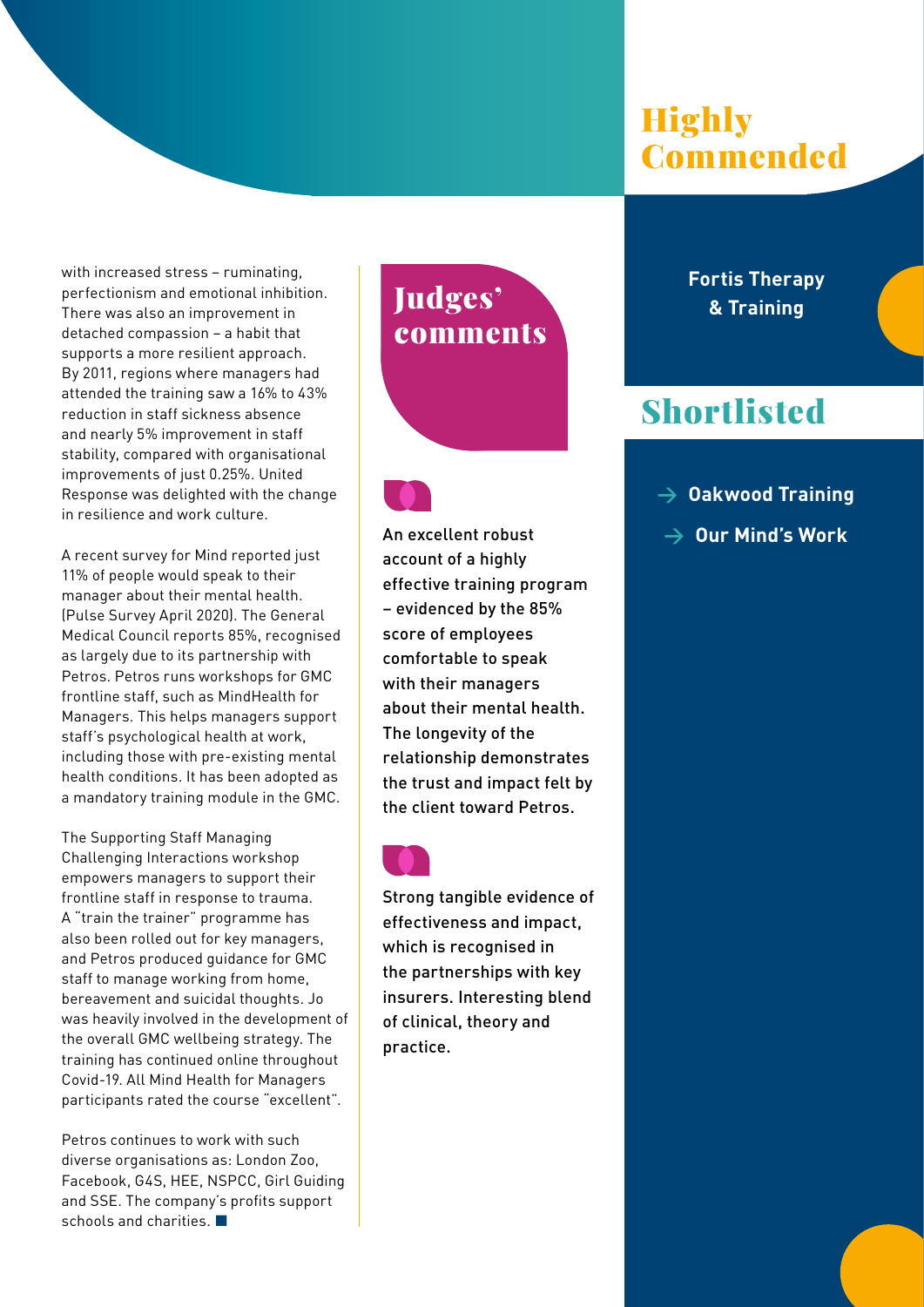with increased stress – ruminating, perfectionism and emotional inhibition. There was also an improvement in detached compassion – a habit that supports a more resilient approach. By 2011, regions where managers had attended the training saw a 16% to 43% reduction in staff sickness absence and nearly 5% improvement in staff stability, compared with organisational improvements of just 0.25%. United Response was delighted with the change in resilience and work culture.

A recent survey for Mind reported just 11% of people would speak to their manager about their mental health. (Pulse Survey April 2020). The General Medical Council reports 85%, recognised as largely due to its partnership with Petros. Petros runs workshops for GMC frontline staff, such as MindHealth for Managers. This helps managers support staff's psychological health at work, including those with pre-existing mental health conditions. It has been adopted as a mandatory training module in the GMC.

The Supporting Staff Managing Challenging Interactions workshop empowers managers to support their frontline staff in response to trauma. A "train the trainer" programme has also been rolled out for key managers, and Petros produced guidance for GMC staff to manage working from home, bereavement and suicidal thoughts. Jo was heavily involved in the development of the overall GMC wellbeing strategy. The training has continued online throughout Covid-19. All Mind Health for Managers participants rated the course "excellent".

Petros continues to work with such diverse organisations as: London Zoo, Facebook, G4S, HEE, NSPCC, Girl Guiding and SSE. The company's profits support schools and charities. ■

## Judges' comments

An excellent robust account of a highly effective training program – evidenced by the 85% score of employees comfortable to speak with their managers about their mental health. The longevity of the relationship demonstrates the trust and impact felt by the client toward Petros.

Strong tangible evidence of effectiveness and impact, which is recognised in the partnerships with key insurers. Interesting blend of clinical, theory and practice.

## Highly Commended

**Fortis Therapy & Training**

## Shortlisted

- → **Oakwood Training**
- → **Our Mind's Work**